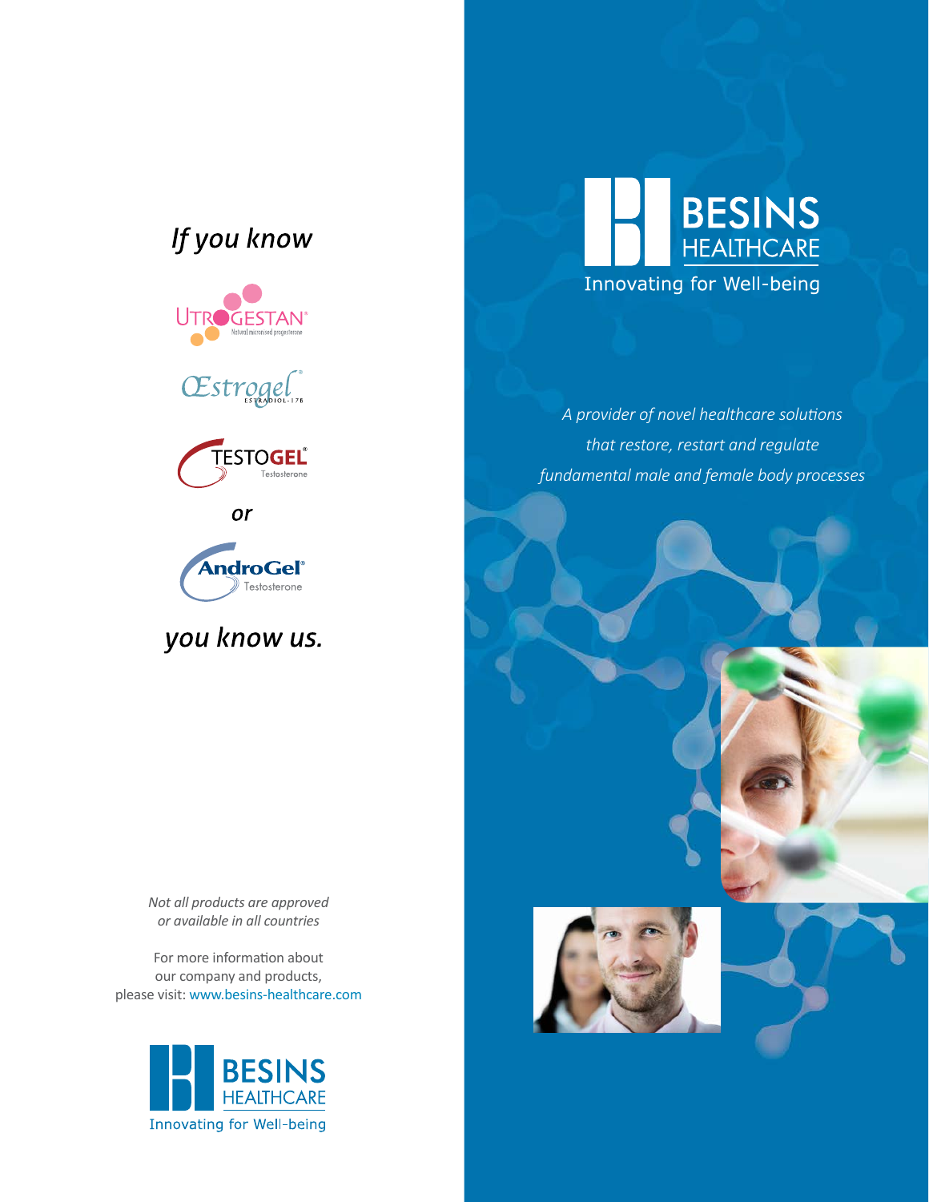# BESINS HEALTHCARE

Innovating for Well-being

*A provider of novel healthcare solutions that restore, restart and regulate fundamental male and female body processes*

*If you know*

UTROGESTAN® Natural micronised progesterone

Œstrogel® ESTRADIOL-17β

TESTOGEL® Testosterone

*or*

AndroGel® Testosterone

*you know us.*

*Not all products are approved or available in all countries*

For more information about our company and products, please visit: www.besins-healthcare.com

BESINS HEALTHCARE

Innovating for Well-being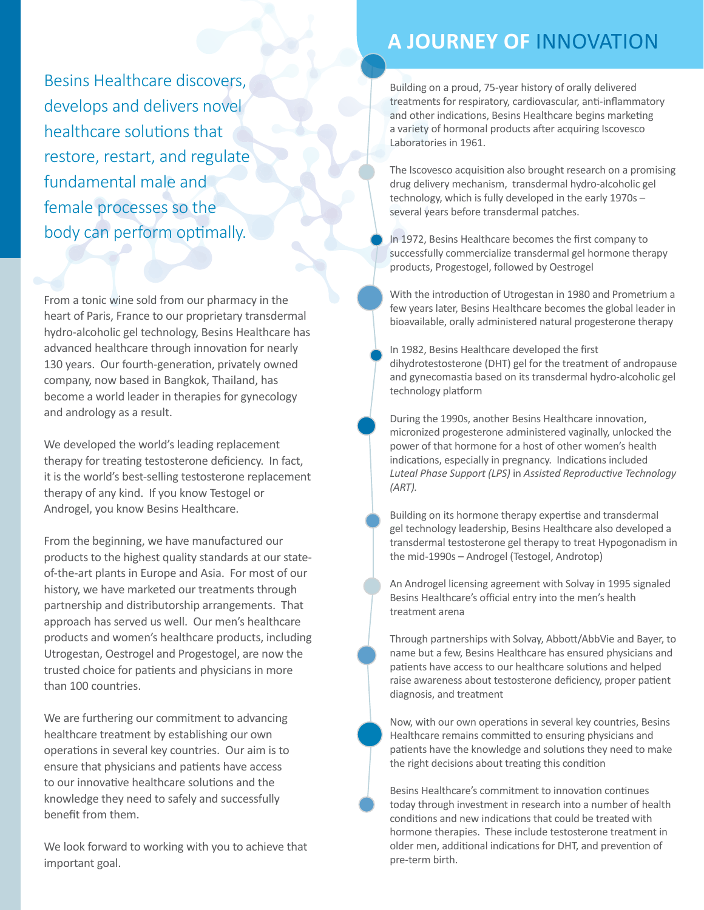Besins Healthcare discovers, develops and delivers novel healthcare solutions that restore, restart, and regulate fundamental male and female processes so the body can perform optimally.

From a tonic wine sold from our pharmacy in the heart of Paris, France to our proprietary transdermal hydro-alcoholic gel technology, Besins Healthcare has advanced healthcare through innovation for nearly 130 years. Our fourth-generation, privately owned company, now based in Bangkok, Thailand, has become a world leader in therapies for gynecology and andrology as a result.

We developed the world's leading replacement therapy for treating testosterone deficiency. In fact, it is the world's best-selling testosterone replacement therapy of any kind. If you know Testogel or Androgel, you know Besins Healthcare.

From the beginning, we have manufactured our products to the highest quality standards at our state-of-the-art plants in Europe and Asia. For most of our history, we have marketed our treatments through partnership and distributorship arrangements. That approach has served us well. Our men's healthcare products and women's healthcare products, including Utrogestan, Oestrogel and Progestogel, are now the trusted choice for patients and physicians in more than 100 countries.

We are furthering our commitment to advancing healthcare treatment by establishing our own operations in several key countries. Our aim is to ensure that physicians and patients have access to our innovative healthcare solutions and the knowledge they need to safely and successfully benefit from them.

We look forward to working with you to achieve that important goal.

## A JOURNEY OF INNOVATION

Building on a proud, 75-year history of orally delivered treatments for respiratory, cardiovascular, anti-inflammatory and other indications, Besins Healthcare begins marketing a variety of hormonal products after acquiring Iscovesco Laboratories in 1961.

The Iscovesco acquisition also brought research on a promising drug delivery mechanism, transdermal hydro-alcoholic gel technology, which is fully developed in the early 1970s – several years before transdermal patches.

In 1972, Besins Healthcare becomes the first company to successfully commercialize transdermal gel hormone therapy products, Progestogel, followed by Oestrogel

With the introduction of Utrogestan in 1980 and Prometrium a few years later, Besins Healthcare becomes the global leader in bioavailable, orally administered natural progesterone therapy

In 1982, Besins Healthcare developed the first dihydrotestosterone (DHT) gel for the treatment of andropause and gynecomastia based on its transdermal hydro-alcoholic gel technology platform

During the 1990s, another Besins Healthcare innovation, micronized progesterone administered vaginally, unlocked the power of that hormone for a host of other women's health indications, especially in pregnancy. Indications included *Luteal Phase Support (LPS)* in *Assisted Reproductive Technology (ART).*

Building on its hormone therapy expertise and transdermal gel technology leadership, Besins Healthcare also developed a transdermal testosterone gel therapy to treat Hypogonadism in the mid-1990s – Androgel (Testogel, Androtop)

An Androgel licensing agreement with Solvay in 1995 signaled Besins Healthcare's official entry into the men's health treatment arena

Through partnerships with Solvay, Abbott/AbbVie and Bayer, to name but a few, Besins Healthcare has ensured physicians and patients have access to our healthcare solutions and helped raise awareness about testosterone deficiency, proper patient diagnosis, and treatment

Now, with our own operations in several key countries, Besins Healthcare remains committed to ensuring physicians and patients have the knowledge and solutions they need to make the right decisions about treating this condition

Besins Healthcare's commitment to innovation continues today through investment in research into a number of health conditions and new indications that could be treated with hormone therapies. These include testosterone treatment in older men, additional indications for DHT, and prevention of pre-term birth.